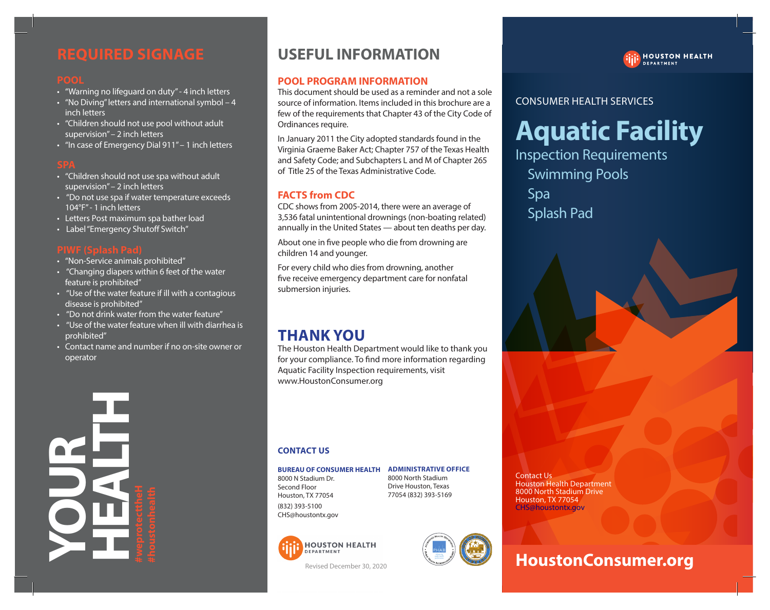# REQUIRED SIGNAGE

## POOL

- "Warning no lifeguard on duty" - 4 inch letters
- "No Diving" letters and international symbol – 4 inch letters
- "Children should not use pool without adult supervision" – 2 inch letters
- "In case of Emergency Dial 911" – 1 inch letters

## SPA

- "Children should not use spa without adult supervision" – 2 inch letters
- "Do not use spa if water temperature exceeds 104°F" - 1 inch letters
- Letters Post maximum spa bather load
- Label "Emergency Shutoff Switch"

## PIWF (Splash Pad)

- "Non-Service animals prohibited"
- "Changing diapers within 6 feet of the water feature is prohibited"
- "Use of the water feature if ill with a contagious disease is prohibited"
- "Do not drink water from the water feature"
- "Use of the water feature when ill with diarrhea is prohibited"
- Contact name and number if no on-site owner or operator

YOUR HEALTH

#weprotecttheH
#houstonhealth

# USEFUL INFORMATION

## POOL PROGRAM INFORMATION

This document should be used as a reminder and not a sole source of information. Items included in this brochure are a few of the requirements that Chapter 43 of the City Code of Ordinances require.

In January 2011 the City adopted standards found in the Virginia Graeme Baker Act; Chapter 757 of the Texas Health and Safety Code; and Subchapters L and M of Chapter 265 of Title 25 of the Texas Administrative Code.

## FACTS from CDC

CDC shows from 2005-2014, there were an average of 3,536 fatal unintentional drownings (non-boating related) annually in the United States — about ten deaths per day.

About one in five people who die from drowning are children 14 and younger.

For every child who dies from drowning, another five receive emergency department care for nonfatal submersion injuries.

# THANK YOU

The Houston Health Department would like to thank you for your compliance. To find more information regarding Aquatic Facility Inspection requirements, visit www.HoustonConsumer.org

## CONTACT US

**BUREAU OF CONSUMER HEALTH**
8000 N Stadium Dr.
Second Floor
Houston, TX 77054
(832) 393-5100
CHS@houstontx.gov

**ADMINISTRATIVE OFFICE**
8000 North Stadium Drive Houston, Texas 77054 (832) 393-5169

HOUSTON HEALTH DEPARTMENT

Revised December 30, 2020

HOUSTON HEALTH DEPARTMENT

CONSUMER HEALTH SERVICES

# Aquatic Facility

## Inspection Requirements

- Swimming Pools
- Spa
- Splash Pad

Contact Us
Houston Health Department
8000 North Stadium Drive
Houston, TX 77054
CHS@houstontx.gov

**HoustonConsumer.org**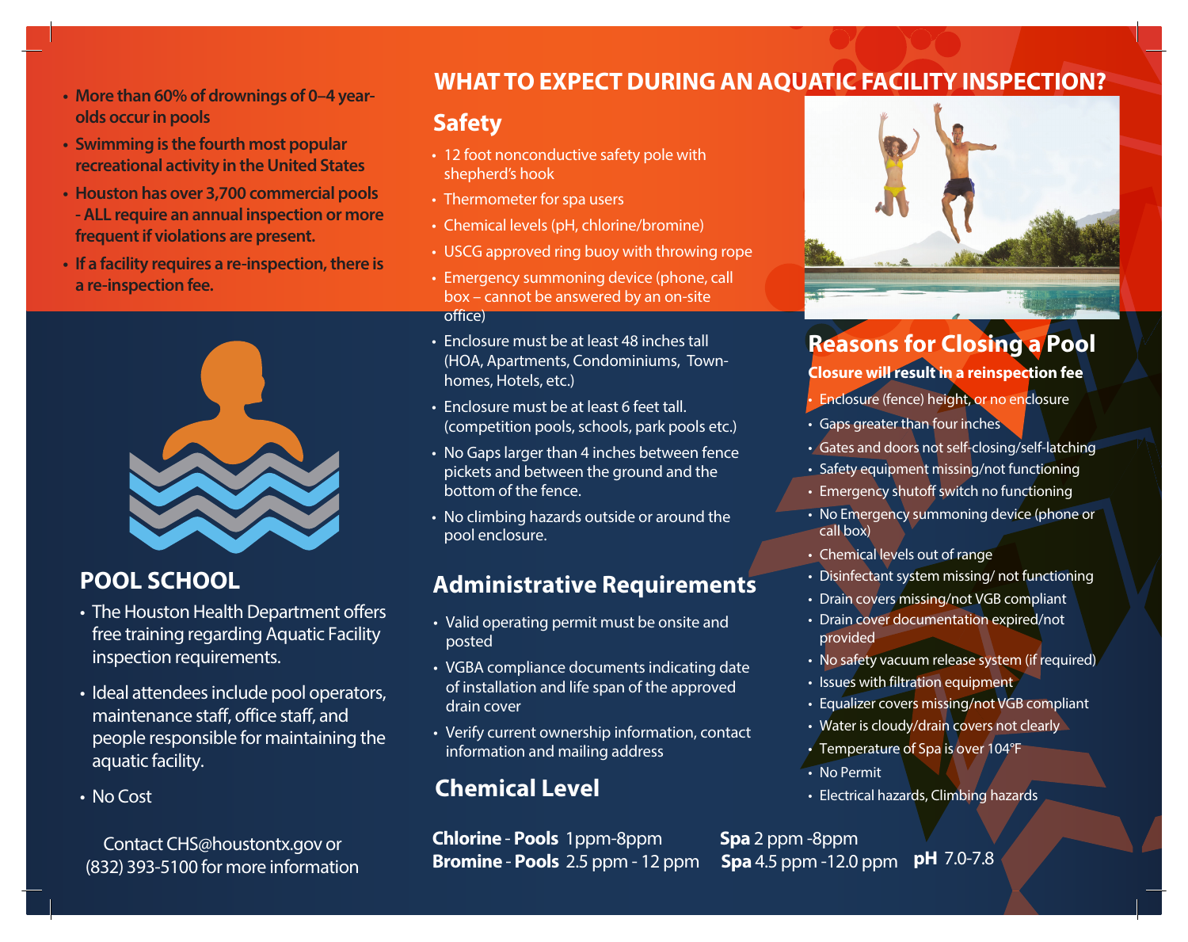- **More than 60% of drownings of 0–4 year-olds occur in pools**
- **Swimming is the fourth most popular recreational activity in the United States**
- **Houston has over 3,700 commercial pools - ALL require an annual inspection or more frequent if violations are present.**
- **If a facility requires a re-inspection, there is a re-inspection fee.**

## POOL SCHOOL

- The Houston Health Department offers free training regarding Aquatic Facility inspection requirements.
- Ideal attendees include pool operators, maintenance staff, office staff, and people responsible for maintaining the aquatic facility.
- No Cost

Contact CHS@houstontx.gov or (832) 393-5100 for more information

# WHAT TO EXPECT DURING AN AQUATIC FACILITY INSPECTION?

## Safety

- 12 foot nonconductive safety pole with shepherd's hook
- Thermometer for spa users
- Chemical levels (pH, chlorine/bromine)
- USCG approved ring buoy with throwing rope
- Emergency summoning device (phone, call box – cannot be answered by an on-site office)
- Enclosure must be at least 48 inches tall (HOA, Apartments, Condominiums, Town-homes, Hotels, etc.)
- Enclosure must be at least 6 feet tall. (competition pools, schools, park pools etc.)
- No Gaps larger than 4 inches between fence pickets and between the ground and the bottom of the fence.
- No climbing hazards outside or around the pool enclosure.

## Administrative Requirements

- Valid operating permit must be onsite and posted
- VGBA compliance documents indicating date of installation and life span of the approved drain cover
- Verify current ownership information, contact information and mailing address

## Chemical Level

**Chlorine** - **Pools** 1ppm-8ppm **Spa** 2 ppm -8ppm
**Bromine** - **Pools** 2.5 ppm - 12 ppm **Spa** 4.5 ppm -12.0 ppm **pH** 7.0-7.8

## Reasons for Closing a Pool

**Closure will result in a reinspection fee**

- Enclosure (fence) height, or no enclosure
- Gaps greater than four inches
- Gates and doors not self-closing/self-latching
- Safety equipment missing/not functioning
- Emergency shutoff switch no functioning
- No Emergency summoning device (phone or call box)
- Chemical levels out of range
- Disinfectant system missing/ not functioning
- Drain covers missing/not VGB compliant
- Drain cover documentation expired/not provided
- No safety vacuum release system (if required)
- Issues with filtration equipment
- Equalizer covers missing/not VGB compliant
- Water is cloudy/drain covers not clearly
- Temperature of Spa is over 104°F
- No Permit
- Electrical hazards, Climbing hazards